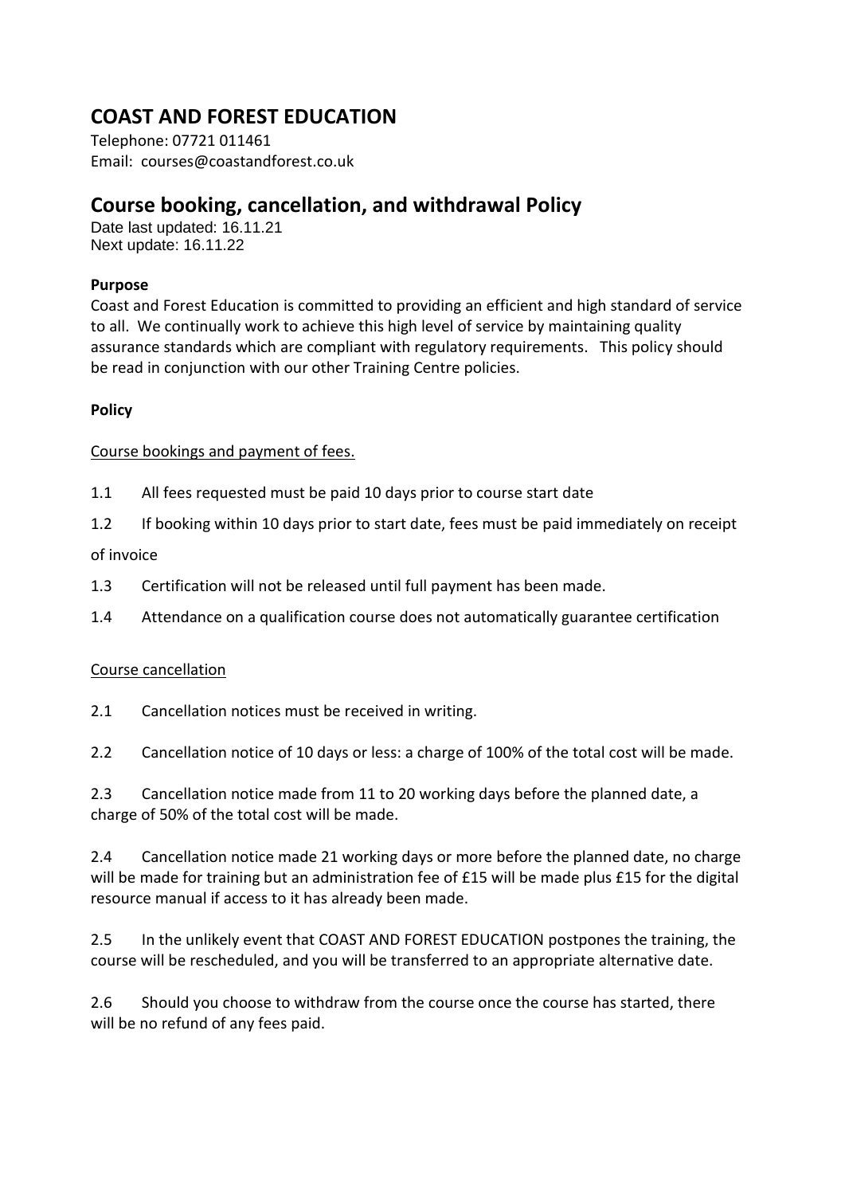# COAST AND FOREST EDUCATION

Telephone: 07721 011461
Email: courses@coastandforest.co.uk

## Course booking, cancellation, and withdrawal Policy

Date last updated: 16.11.21
Next update: 16.11.22

**Purpose**

Coast and Forest Education is committed to providing an efficient and high standard of service to all. We continually work to achieve this high level of service by maintaining quality assurance standards which are compliant with regulatory requirements. This policy should be read in conjunction with our other Training Centre policies.

**Policy**

Course bookings and payment of fees.

1.1 All fees requested must be paid 10 days prior to course start date

1.2 If booking within 10 days prior to start date, fees must be paid immediately on receipt of invoice

1.3 Certification will not be released until full payment has been made.

1.4 Attendance on a qualification course does not automatically guarantee certification

Course cancellation

2.1 Cancellation notices must be received in writing.

2.2 Cancellation notice of 10 days or less: a charge of 100% of the total cost will be made.

2.3 Cancellation notice made from 11 to 20 working days before the planned date, a charge of 50% of the total cost will be made.

2.4 Cancellation notice made 21 working days or more before the planned date, no charge will be made for training but an administration fee of £15 will be made plus £15 for the digital resource manual if access to it has already been made.

2.5 In the unlikely event that COAST AND FOREST EDUCATION postpones the training, the course will be rescheduled, and you will be transferred to an appropriate alternative date.

2.6 Should you choose to withdraw from the course once the course has started, there will be no refund of any fees paid.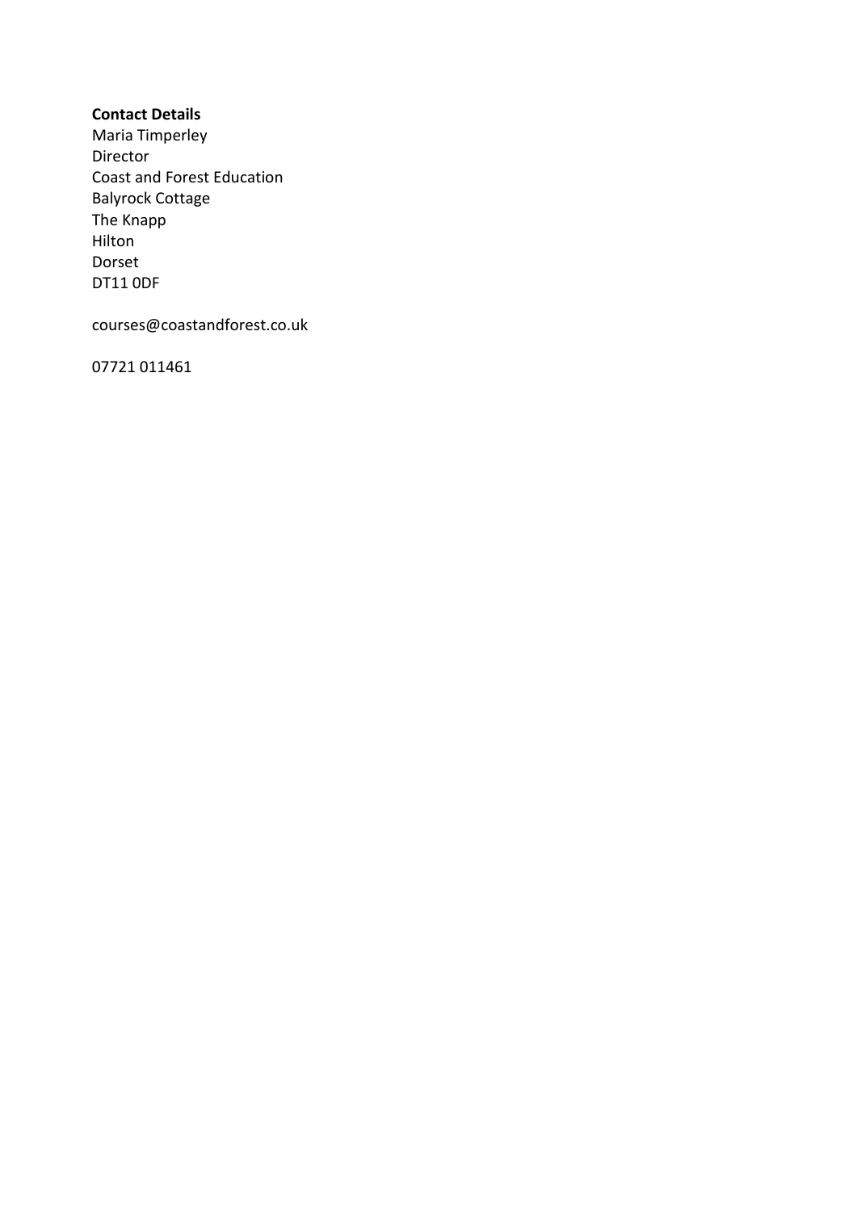**Contact Details**
Maria Timperley
Director
Coast and Forest Education
Balyrock Cottage
The Knapp
Hilton
Dorset
DT11 0DF

courses@coastandforest.co.uk

07721 011461